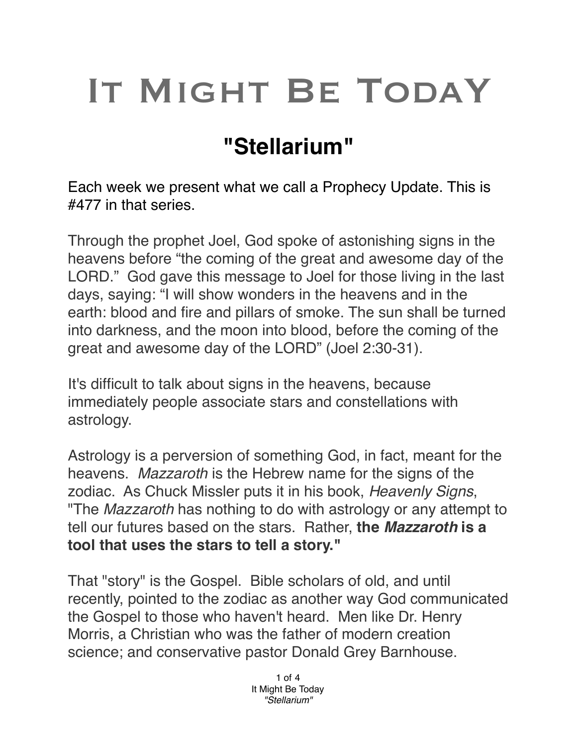# It Might Be Today

## "Stellarium"

Each week we present what we call a Prophecy Update. This is #477 in that series.

Through the prophet Joel, God spoke of astonishing signs in the heavens before "the coming of the great and awesome day of the LORD." God gave this message to Joel for those living in the last days, saying: "I will show wonders in the heavens and in the earth: blood and fire and pillars of smoke. The sun shall be turned into darkness, and the moon into blood, before the coming of the great and awesome day of the LORD" (Joel 2:30-31).

It's difficult to talk about signs in the heavens, because immediately people associate stars and constellations with astrology.

Astrology is a perversion of something God, in fact, meant for the heavens. *Mazzaroth* is the Hebrew name for the signs of the zodiac. As Chuck Missler puts it in his book, *Heavenly Signs*, "The *Mazzaroth* has nothing to do with astrology or any attempt to tell our futures based on the stars. Rather, **the *Mazzaroth* is a tool that uses the stars to tell a story."**

That "story" is the Gospel. Bible scholars of old, and until recently, pointed to the zodiac as another way God communicated the Gospel to those who haven't heard. Men like Dr. Henry Morris, a Christian who was the father of modern creation science; and conservative pastor Donald Grey Barnhouse.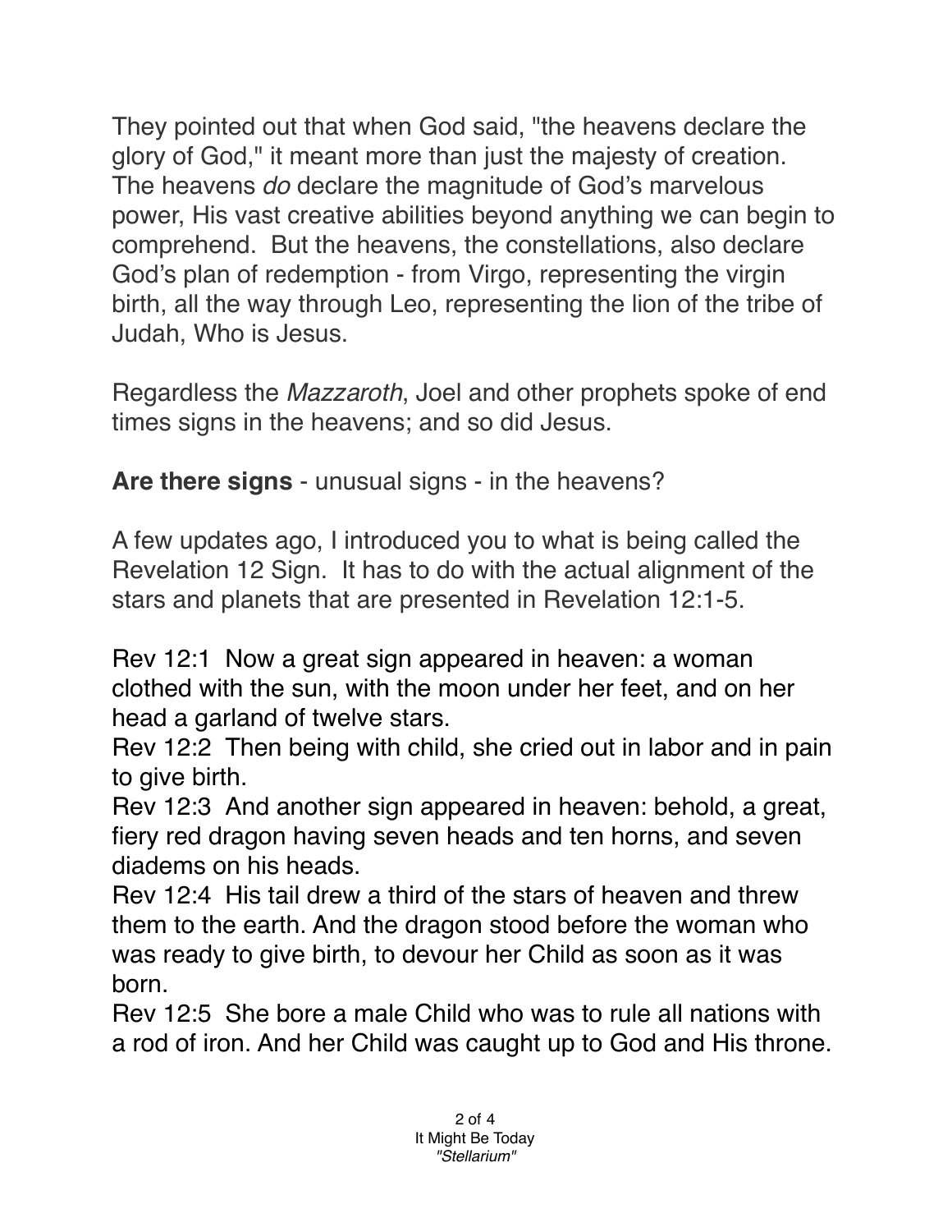They pointed out that when God said, "the heavens declare the glory of God," it meant more than just the majesty of creation. The heavens *do* declare the magnitude of God's marvelous power, His vast creative abilities beyond anything we can begin to comprehend. But the heavens, the constellations, also declare God's plan of redemption - from Virgo, representing the virgin birth, all the way through Leo, representing the lion of the tribe of Judah, Who is Jesus.

Regardless the *Mazzaroth*, Joel and other prophets spoke of end times signs in the heavens; and so did Jesus.

**Are there signs** - unusual signs - in the heavens?

A few updates ago, I introduced you to what is being called the Revelation 12 Sign. It has to do with the actual alignment of the stars and planets that are presented in Revelation 12:1-5.

Rev 12:1 Now a great sign appeared in heaven: a woman clothed with the sun, with the moon under her feet, and on her head a garland of twelve stars.
Rev 12:2 Then being with child, she cried out in labor and in pain to give birth.
Rev 12:3 And another sign appeared in heaven: behold, a great, fiery red dragon having seven heads and ten horns, and seven diadems on his heads.
Rev 12:4 His tail drew a third of the stars of heaven and threw them to the earth. And the dragon stood before the woman who was ready to give birth, to devour her Child as soon as it was born.
Rev 12:5 She bore a male Child who was to rule all nations with a rod of iron. And her Child was caught up to God and His throne.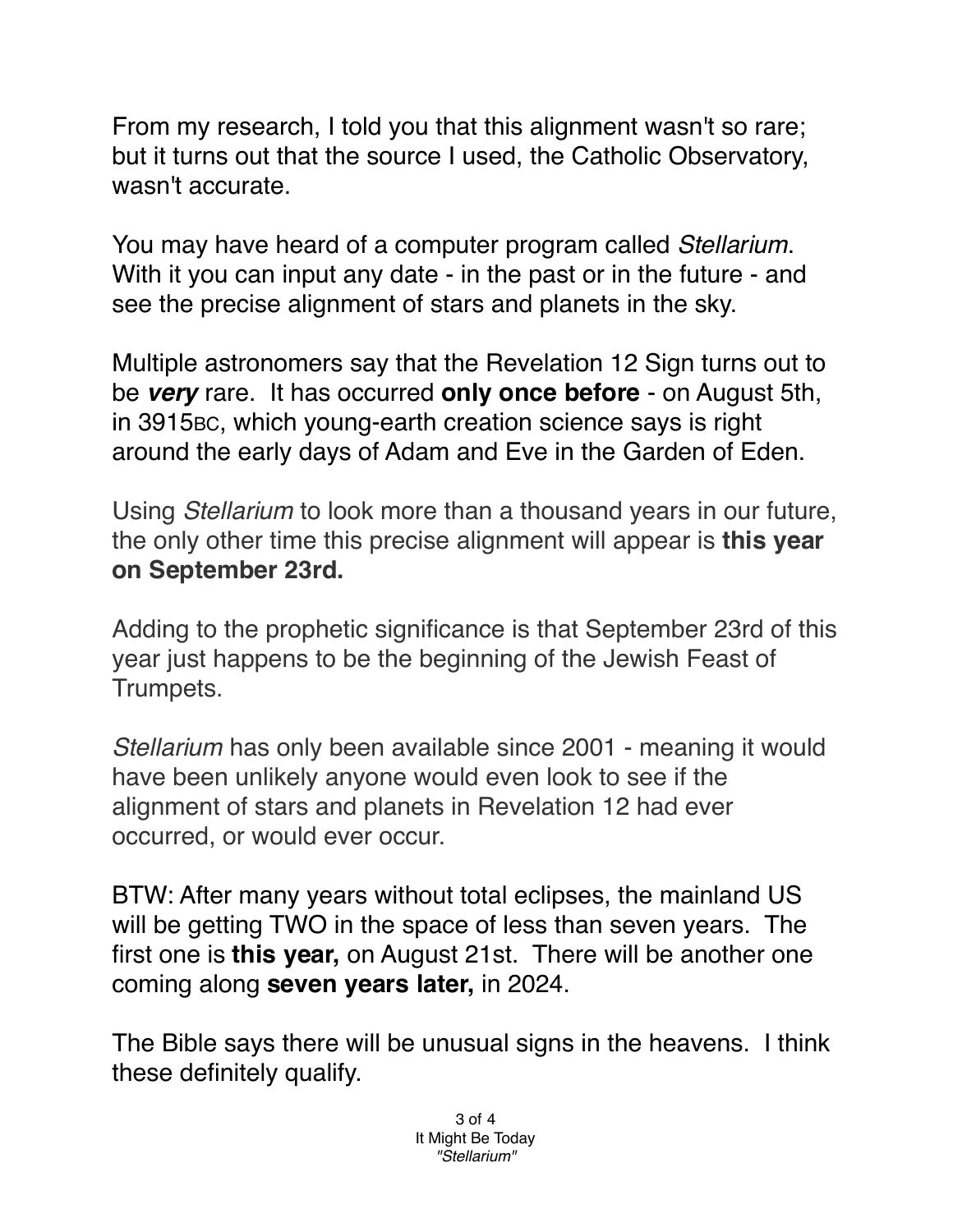From my research, I told you that this alignment wasn't so rare; but it turns out that the source I used, the Catholic Observatory, wasn't accurate.

You may have heard of a computer program called *Stellarium*. With it you can input any date - in the past or in the future - and see the precise alignment of stars and planets in the sky.

Multiple astronomers say that the Revelation 12 Sign turns out to be ***very*** rare. It has occurred **only once before** - on August 5th, in 3915BC, which young-earth creation science says is right around the early days of Adam and Eve in the Garden of Eden.

Using *Stellarium* to look more than a thousand years in our future, the only other time this precise alignment will appear is **this year on September 23rd.**

Adding to the prophetic significance is that September 23rd of this year just happens to be the beginning of the Jewish Feast of Trumpets.

*Stellarium* has only been available since 2001 - meaning it would have been unlikely anyone would even look to see if the alignment of stars and planets in Revelation 12 had ever occurred, or would ever occur.

BTW: After many years without total eclipses, the mainland US will be getting TWO in the space of less than seven years. The first one is **this year,** on August 21st. There will be another one coming along **seven years later,** in 2024.

The Bible says there will be unusual signs in the heavens. I think these definitely qualify.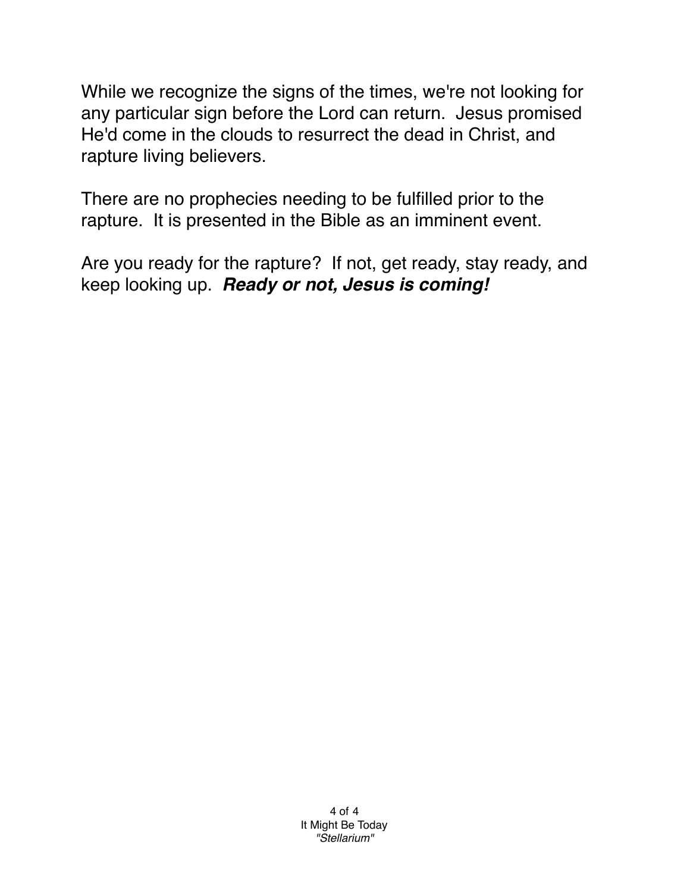While we recognize the signs of the times, we're not looking for any particular sign before the Lord can return. Jesus promised He'd come in the clouds to resurrect the dead in Christ, and rapture living believers.

There are no prophecies needing to be fulfilled prior to the rapture. It is presented in the Bible as an imminent event.

Are you ready for the rapture? If not, get ready, stay ready, and keep looking up. ***Ready or not, Jesus is coming!***